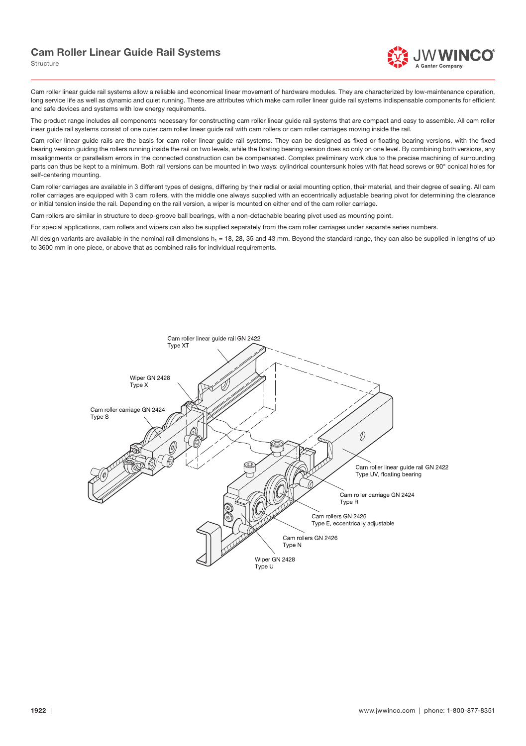# Cam Roller Linear Guide Rail Systems

Structure

Cam roller linear guide rail systems allow a reliable and economical linear movement of hardware modules. They are characterized by low-maintenance operation, long service life as well as dynamic and quiet running. These are attributes which make cam roller linear guide rail systems indispensable components for efficient and safe devices and systems with low energy requirements.

The product range includes all components necessary for constructing cam roller linear guide rail systems that are compact and easy to assemble. All cam roller inear guide rail systems consist of one outer cam roller linear guide rail with cam rollers or cam roller carriages moving inside the rail.

Cam roller linear guide rails are the basis for cam roller linear guide rail systems. They can be designed as fixed or floating bearing versions, with the fixed bearing version guiding the rollers running inside the rail on two levels, while the floating bearing version does so only on one level. By combining both versions, any misalignments or parallelism errors in the connected construction can be compensated. Complex preliminary work due to the precise machining of surrounding parts can thus be kept to a minimum. Both rail versions can be mounted in two ways: cylindrical countersunk holes with flat head screws or 90° conical holes for self-centering mounting.

Cam roller carriages are available in 3 different types of designs, differing by their radial or axial mounting option, their material, and their degree of sealing. All cam roller carriages are equipped with 3 cam rollers, with the middle one always supplied with an eccentrically adjustable bearing pivot for determining the clearance or initial tension inside the rail. Depending on the rail version, a wiper is mounted on either end of the cam roller carriage.

Cam rollers are similar in structure to deep-groove ball bearings, with a non-detachable bearing pivot used as mounting point.

For special applications, cam rollers and wipers can also be supplied separately from the cam roller carriages under separate series numbers.

All design variants are available in the nominal rail dimensions $h_1$ = 18, 28, 35 and 43 mm. Beyond the standard range, they can also be supplied in lengths of up to 3600 mm in one piece, or above that as combined rails for individual requirements.

Cam roller linear guide rail GN 2422
Type XT

Wiper GN 2428
Type X

Cam roller carriage GN 2424
Type S

Cam roller linear guide rail GN 2422
Type UV, floating bearing

Cam roller carriage GN 2424
Type R

Cam rollers GN 2426
Type E, eccentrically adjustable

Cam rollers GN 2426
Type N

Wiper GN 2428
Type U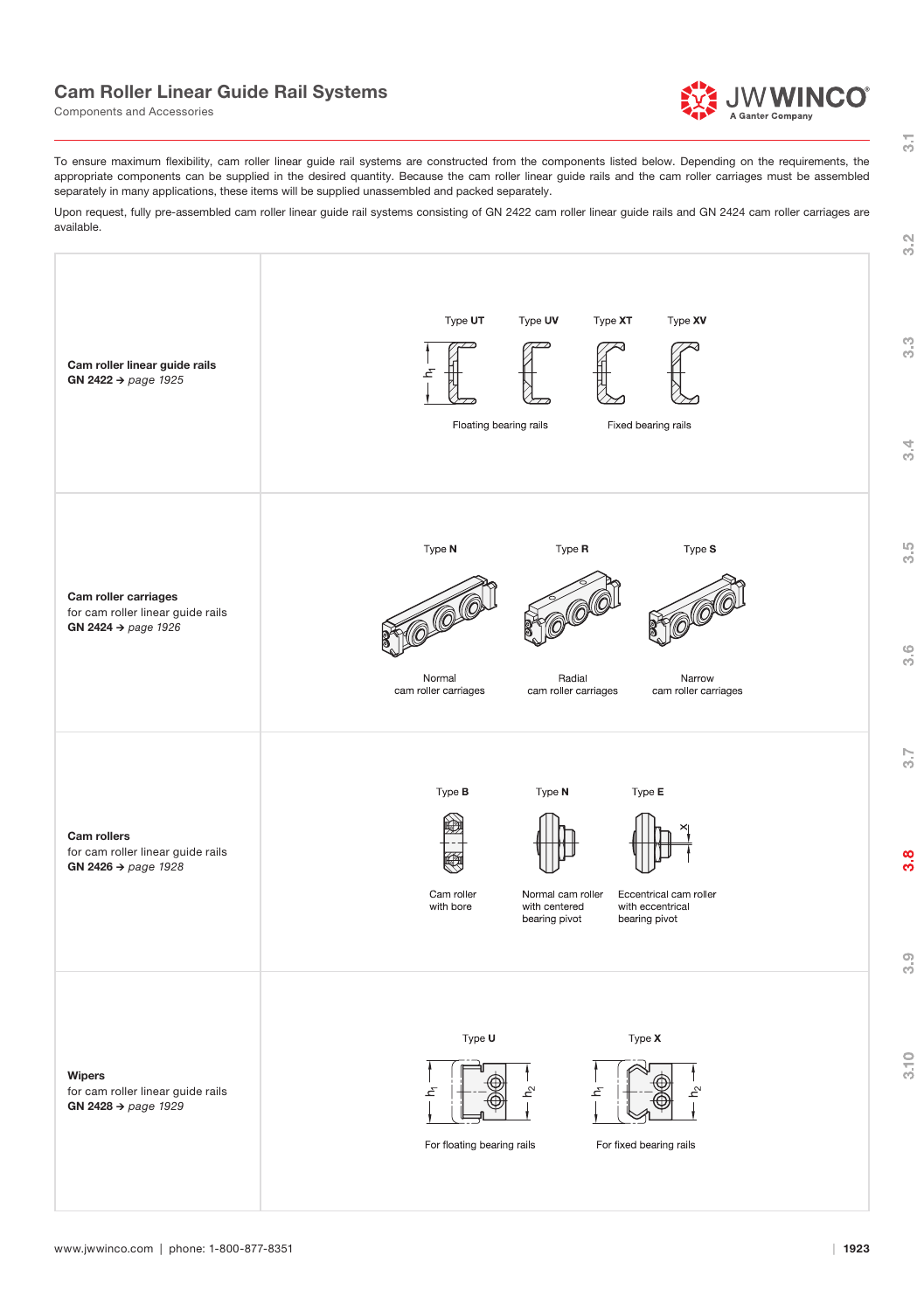# Cam Roller Linear Guide Rail Systems

Components and Accessories

To ensure maximum flexibility, cam roller linear guide rail systems are constructed from the components listed below. Depending on the requirements, the appropriate components can be supplied in the desired quantity. Because the cam roller linear guide rails and the cam roller carriages must be assembled separately in many applications, these items will be supplied unassembled and packed separately.

Upon request, fully pre-assembled cam roller linear guide rail systems consisting of GN 2422 cam roller linear guide rails and GN 2424 cam roller carriages are available.

| | |
|---|---|
| **Cam roller linear guide rails**<br>**GN 2422** → *page 1925* | Type **UT**, Type **UV**, Type **XT**, Type **XV**<br>$h_1$<br>Floating bearing rails (Type UT, Type UV)<br>Fixed bearing rails (Type XT, Type XV) |
| **Cam roller carriages**<br>for cam roller linear guide rails<br>**GN 2424** → *page 1926* | Type **N**: Normal cam roller carriages<br>Type **R**: Radial cam roller carriages<br>Type **S**: Narrow cam roller carriages |
| **Cam rollers**<br>for cam roller linear guide rails<br>**GN 2426** → *page 1928* | Type **B**: Cam roller with bore<br>Type **N**: Normal cam roller with centered bearing pivot<br>Type **E**: Eccentrical cam roller with eccentrical bearing pivot ($x$) |
| **Wipers**<br>for cam roller linear guide rails<br>**GN 2428** → *page 1929* | Type **U**: For floating bearing rails ($h_1$, $h_2$)<br>Type **X**: For fixed bearing rails ($h_1$, $h_2$) |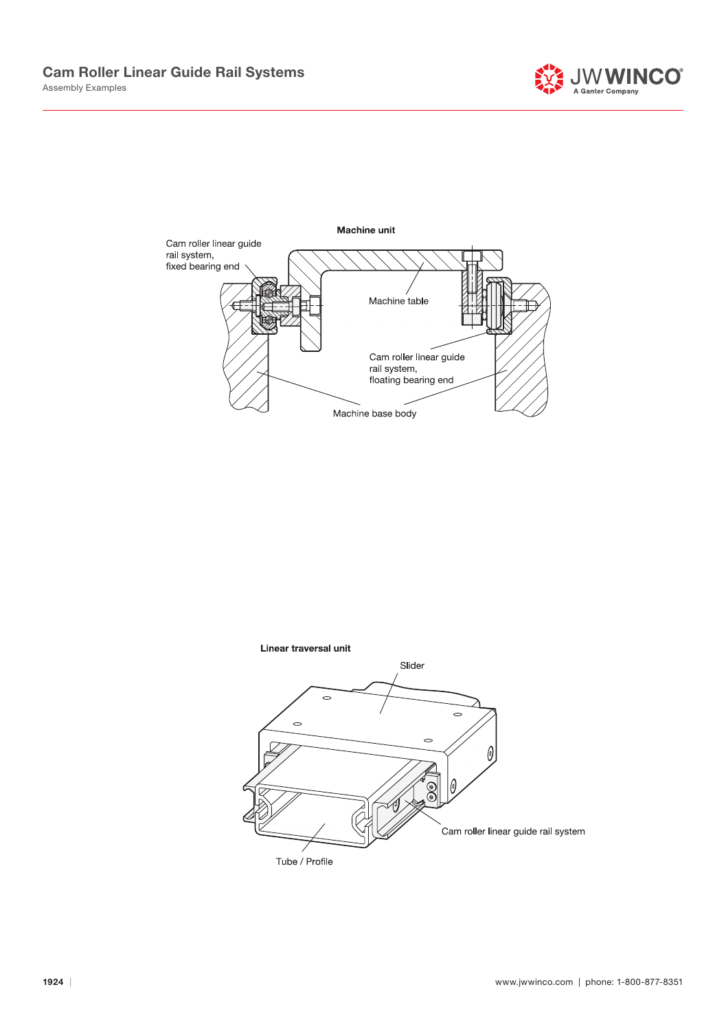# Cam Roller Linear Guide Rail Systems

Assembly Examples

**Machine unit**

Cam roller linear guide rail system, fixed bearing end

Machine table

Cam roller linear guide rail system, floating bearing end

Machine base body

**Linear traversal unit**

Slider

Cam roller linear guide rail system

Tube / Profile